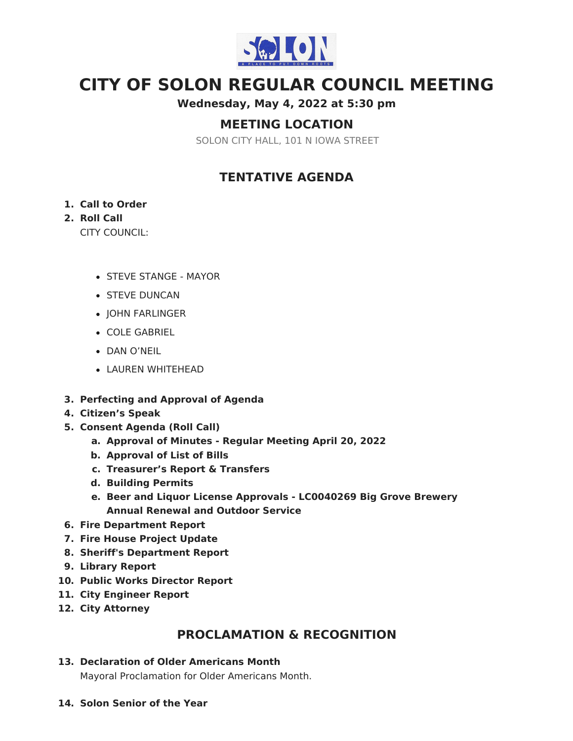# CITY OF SOLON REGULAR COUNCIL MEETING

**Wednesday, May 4, 2022 at 5:30 pm**

## MEETING LOCATION

SOLON CITY HALL, 101 N IOWA STREET

## TENTATIVE AGENDA

1. **Call to Order**
2. **Roll Call**

   CITY COUNCIL:

   - STEVE STANGE - MAYOR
   - STEVE DUNCAN
   - JOHN FARLINGER
   - COLE GABRIEL
   - DAN O'NEIL
   - LAUREN WHITEHEAD

3. **Perfecting and Approval of Agenda**
4. **Citizen's Speak**
5. **Consent Agenda (Roll Call)**
   a. **Approval of Minutes - Regular Meeting April 20, 2022**
   b. **Approval of List of Bills**
   c. **Treasurer's Report & Transfers**
   d. **Building Permits**
   e. **Beer and Liquor License Approvals - LC0040269 Big Grove Brewery Annual Renewal and Outdoor Service**
6. **Fire Department Report**
7. **Fire House Project Update**
8. **Sheriff's Department Report**
9. **Library Report**
10. **Public Works Director Report**
11. **City Engineer Report**
12. **City Attorney**

## PROCLAMATION & RECOGNITION

13. **Declaration of Older Americans Month**

    Mayoral Proclamation for Older Americans Month.

14. **Solon Senior of the Year**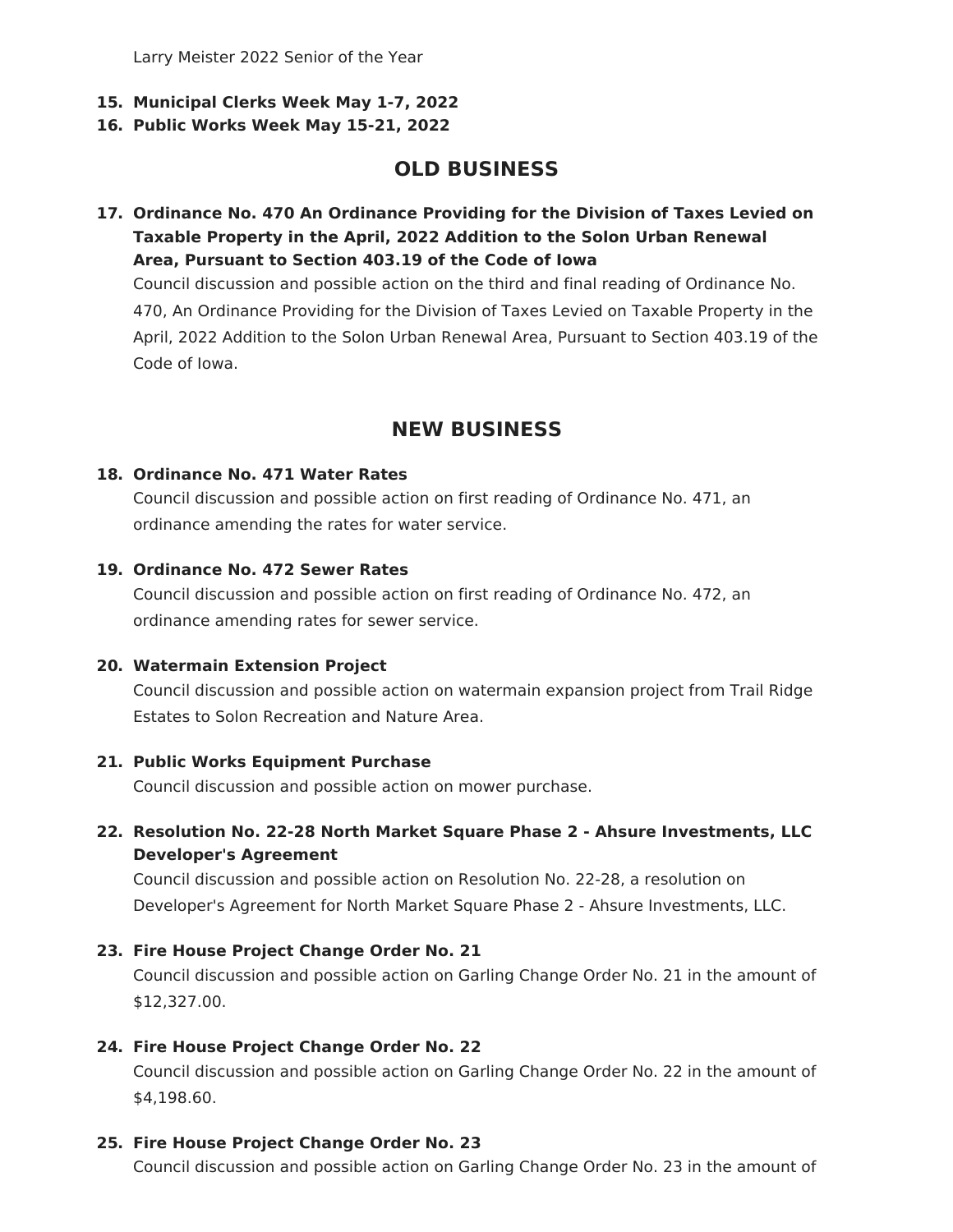Larry Meister 2022 Senior of the Year

15. **Municipal Clerks Week May 1-7, 2022**
16. **Public Works Week May 15-21, 2022**

## OLD BUSINESS

17. **Ordinance No. 470 An Ordinance Providing for the Division of Taxes Levied on Taxable Property in the April, 2022 Addition to the Solon Urban Renewal Area, Pursuant to Section 403.19 of the Code of Iowa**

    Council discussion and possible action on the third and final reading of Ordinance No. 470, An Ordinance Providing for the Division of Taxes Levied on Taxable Property in the April, 2022 Addition to the Solon Urban Renewal Area, Pursuant to Section 403.19 of the Code of Iowa.

## NEW BUSINESS

18. **Ordinance No. 471 Water Rates**

    Council discussion and possible action on first reading of Ordinance No. 471, an ordinance amending the rates for water service.

19. **Ordinance No. 472 Sewer Rates**

    Council discussion and possible action on first reading of Ordinance No. 472, an ordinance amending rates for sewer service.

20. **Watermain Extension Project**

    Council discussion and possible action on watermain expansion project from Trail Ridge Estates to Solon Recreation and Nature Area.

21. **Public Works Equipment Purchase**

    Council discussion and possible action on mower purchase.

22. **Resolution No. 22-28 North Market Square Phase 2 - Ahsure Investments, LLC Developer's Agreement**

    Council discussion and possible action on Resolution No. 22-28, a resolution on Developer's Agreement for North Market Square Phase 2 - Ahsure Investments, LLC.

23. **Fire House Project Change Order No. 21**

    Council discussion and possible action on Garling Change Order No. 21 in the amount of $12,327.00.

24. **Fire House Project Change Order No. 22**

    Council discussion and possible action on Garling Change Order No. 22 in the amount of $4,198.60.

25. **Fire House Project Change Order No. 23**

    Council discussion and possible action on Garling Change Order No. 23 in the amount of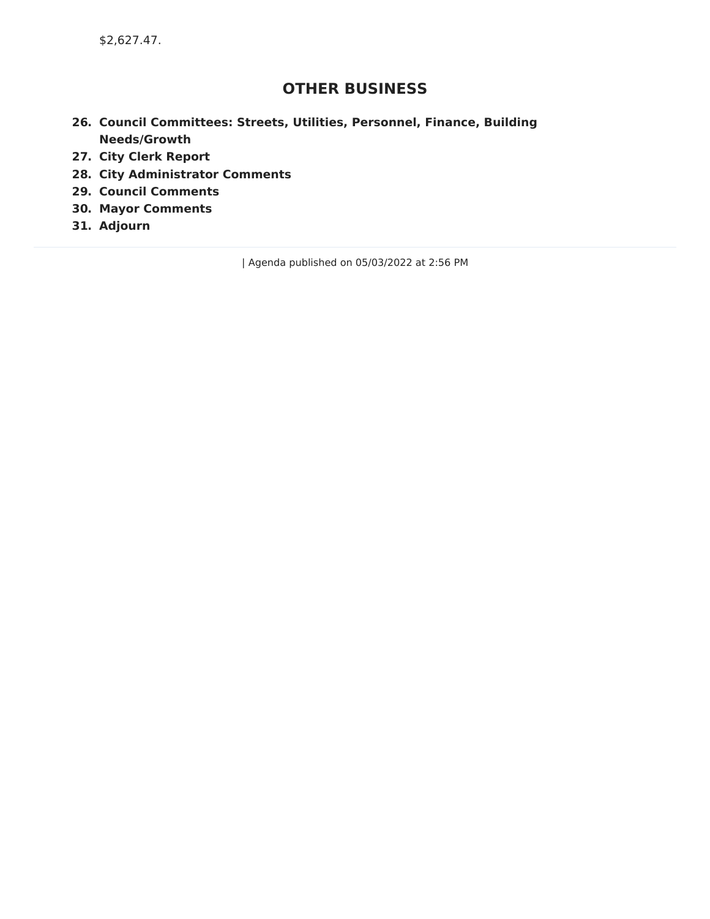$2,627.47.

## OTHER BUSINESS

26. **Council Committees: Streets, Utilities, Personnel, Finance, Building Needs/Growth**
27. **City Clerk Report**
28. **City Administrator Comments**
29. **Council Comments**
30. **Mayor Comments**
31. **Adjourn**

---

| Agenda published on 05/03/2022 at 2:56 PM